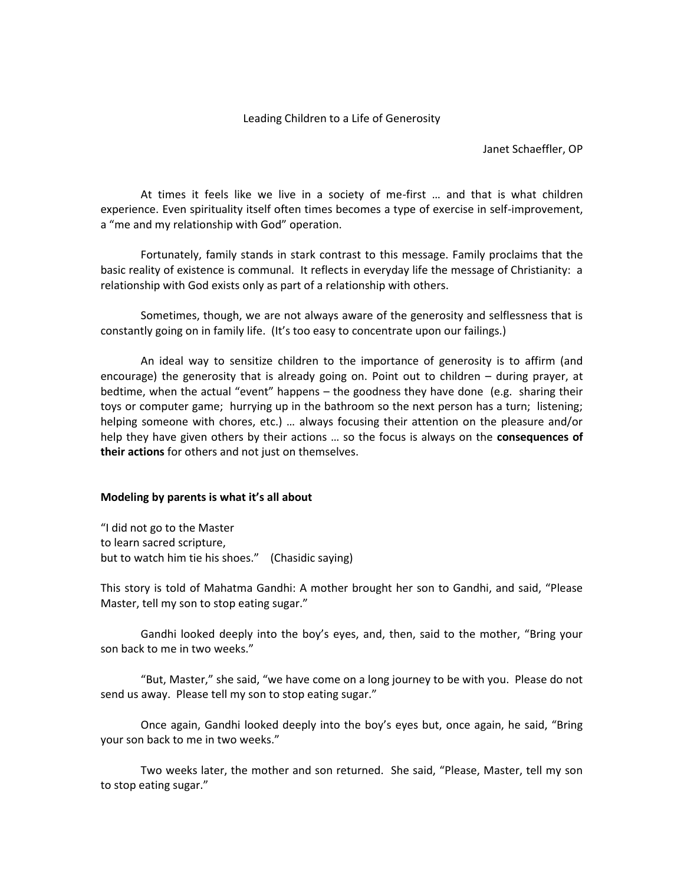# Leading Children to a Life of Generosity

Janet Schaeffler, OP

At times it feels like we live in a society of me-first … and that is what children experience. Even spirituality itself often times becomes a type of exercise in self-improvement, a "me and my relationship with God" operation.

Fortunately, family stands in stark contrast to this message. Family proclaims that the basic reality of existence is communal. It reflects in everyday life the message of Christianity: a relationship with God exists only as part of a relationship with others.

Sometimes, though, we are not always aware of the generosity and selflessness that is constantly going on in family life. (It's too easy to concentrate upon our failings.)

An ideal way to sensitize children to the importance of generosity is to affirm (and encourage) the generosity that is already going on. Point out to children – during prayer, at bedtime, when the actual "event" happens – the goodness they have done (e.g. sharing their toys or computer game; hurrying up in the bathroom so the next person has a turn; listening; helping someone with chores, etc.) … always focusing their attention on the pleasure and/or help they have given others by their actions … so the focus is always on the **consequences of their actions** for others and not just on themselves.

**Modeling by parents is what it's all about**

"I did not go to the Master
to learn sacred scripture,
but to watch him tie his shoes." (Chasidic saying)

This story is told of Mahatma Gandhi: A mother brought her son to Gandhi, and said, "Please Master, tell my son to stop eating sugar."

Gandhi looked deeply into the boy's eyes, and, then, said to the mother, "Bring your son back to me in two weeks."

"But, Master," she said, "we have come on a long journey to be with you. Please do not send us away. Please tell my son to stop eating sugar."

Once again, Gandhi looked deeply into the boy's eyes but, once again, he said, "Bring your son back to me in two weeks."

Two weeks later, the mother and son returned. She said, "Please, Master, tell my son to stop eating sugar."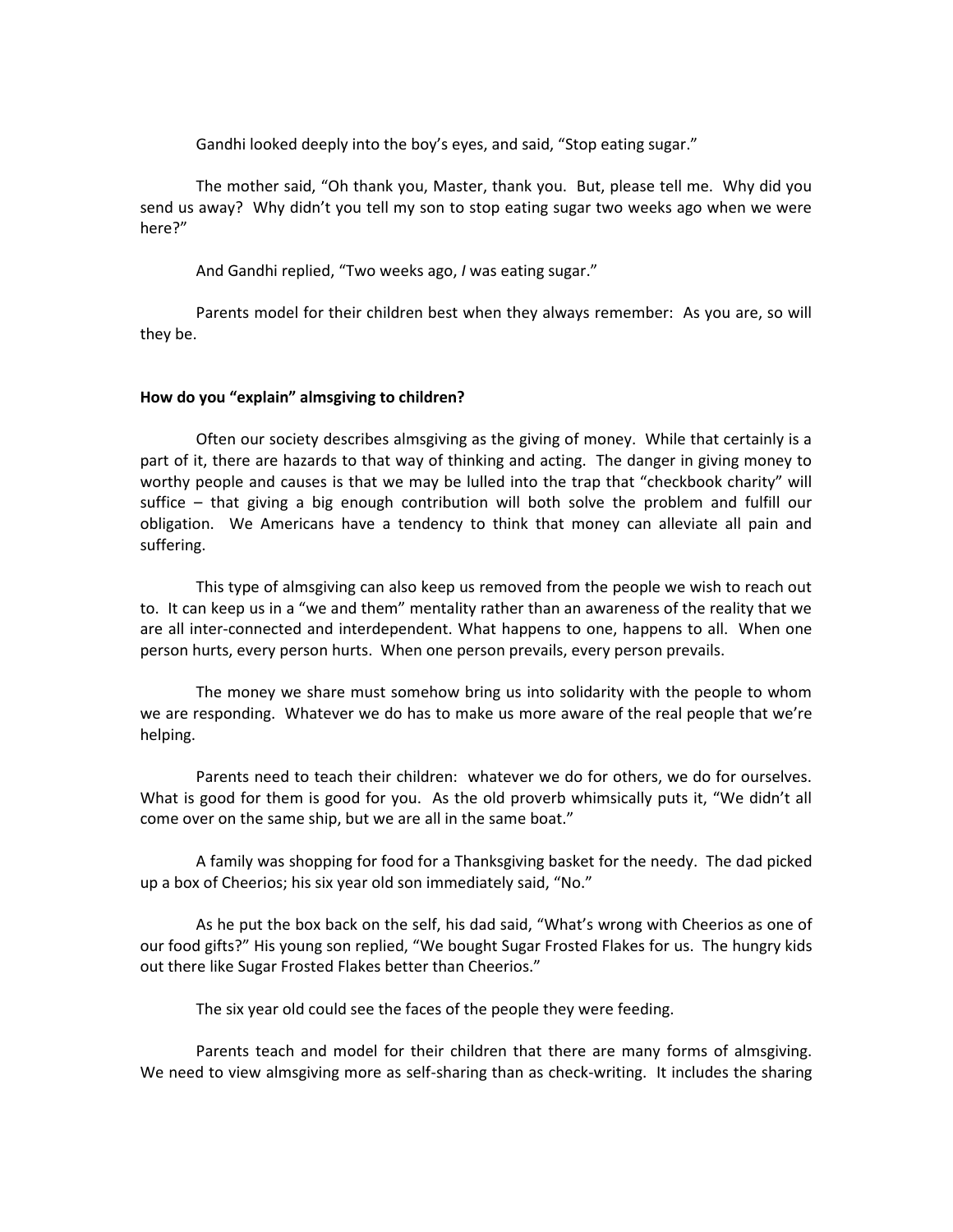Gandhi looked deeply into the boy's eyes, and said, "Stop eating sugar."

The mother said, "Oh thank you, Master, thank you. But, please tell me. Why did you send us away? Why didn't you tell my son to stop eating sugar two weeks ago when we were here?"

And Gandhi replied, "Two weeks ago, *I* was eating sugar."

Parents model for their children best when they always remember: As you are, so will they be.

**How do you "explain" almsgiving to children?**

Often our society describes almsgiving as the giving of money. While that certainly is a part of it, there are hazards to that way of thinking and acting. The danger in giving money to worthy people and causes is that we may be lulled into the trap that "checkbook charity" will suffice – that giving a big enough contribution will both solve the problem and fulfill our obligation. We Americans have a tendency to think that money can alleviate all pain and suffering.

This type of almsgiving can also keep us removed from the people we wish to reach out to. It can keep us in a "we and them" mentality rather than an awareness of the reality that we are all inter-connected and interdependent. What happens to one, happens to all. When one person hurts, every person hurts. When one person prevails, every person prevails.

The money we share must somehow bring us into solidarity with the people to whom we are responding. Whatever we do has to make us more aware of the real people that we're helping.

Parents need to teach their children: whatever we do for others, we do for ourselves. What is good for them is good for you. As the old proverb whimsically puts it, "We didn't all come over on the same ship, but we are all in the same boat."

A family was shopping for food for a Thanksgiving basket for the needy. The dad picked up a box of Cheerios; his six year old son immediately said, "No."

As he put the box back on the self, his dad said, "What's wrong with Cheerios as one of our food gifts?" His young son replied, "We bought Sugar Frosted Flakes for us. The hungry kids out there like Sugar Frosted Flakes better than Cheerios."

The six year old could see the faces of the people they were feeding.

Parents teach and model for their children that there are many forms of almsgiving. We need to view almsgiving more as self-sharing than as check-writing. It includes the sharing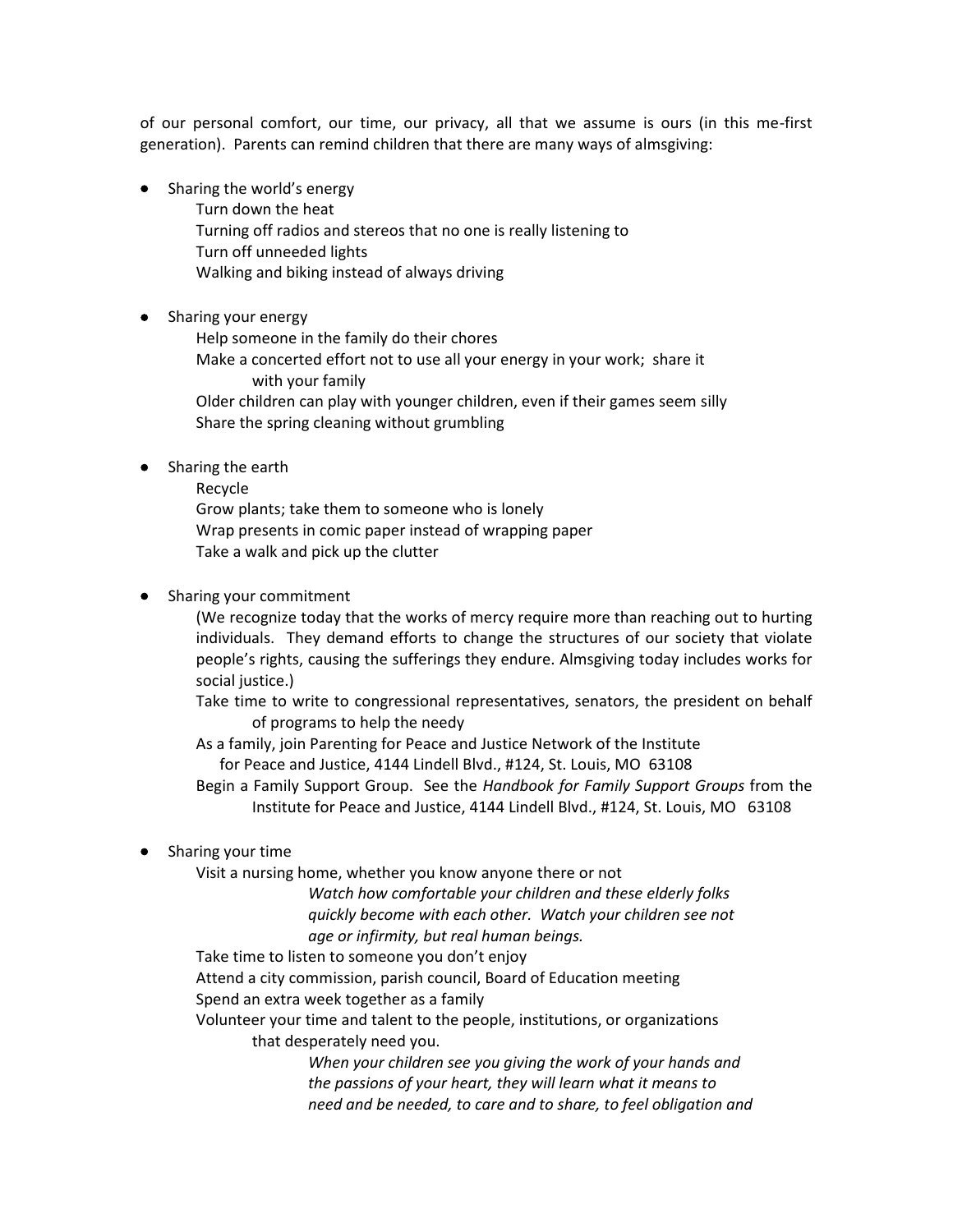of our personal comfort, our time, our privacy, all that we assume is ours (in this me-first generation). Parents can remind children that there are many ways of almsgiving:

- Sharing the world's energy
  - Turn down the heat
  - Turning off radios and stereos that no one is really listening to
  - Turn off unneeded lights
  - Walking and biking instead of always driving

- Sharing your energy
  - Help someone in the family do their chores
  - Make a concerted effort not to use all your energy in your work; share it with your family
  - Older children can play with younger children, even if their games seem silly
  - Share the spring cleaning without grumbling

- Sharing the earth
  - Recycle
  - Grow plants; take them to someone who is lonely
  - Wrap presents in comic paper instead of wrapping paper
  - Take a walk and pick up the clutter

- Sharing your commitment

  (We recognize today that the works of mercy require more than reaching out to hurting individuals. They demand efforts to change the structures of our society that violate people's rights, causing the sufferings they endure. Almsgiving today includes works for social justice.)

  - Take time to write to congressional representatives, senators, the president on behalf of programs to help the needy
  - As a family, join Parenting for Peace and Justice Network of the Institute for Peace and Justice, 4144 Lindell Blvd., #124, St. Louis, MO 63108
  - Begin a Family Support Group. See the *Handbook for Family Support Groups* from the Institute for Peace and Justice, 4144 Lindell Blvd., #124, St. Louis, MO 63108

- Sharing your time
  - Visit a nursing home, whether you know anyone there or not

    *Watch how comfortable your children and these elderly folks quickly become with each other. Watch your children see not age or infirmity, but real human beings.*

  - Take time to listen to someone you don't enjoy
  - Attend a city commission, parish council, Board of Education meeting
  - Spend an extra week together as a family
  - Volunteer your time and talent to the people, institutions, or organizations that desperately need you.

    *When your children see you giving the work of your hands and the passions of your heart, they will learn what it means to need and be needed, to care and to share, to feel obligation and*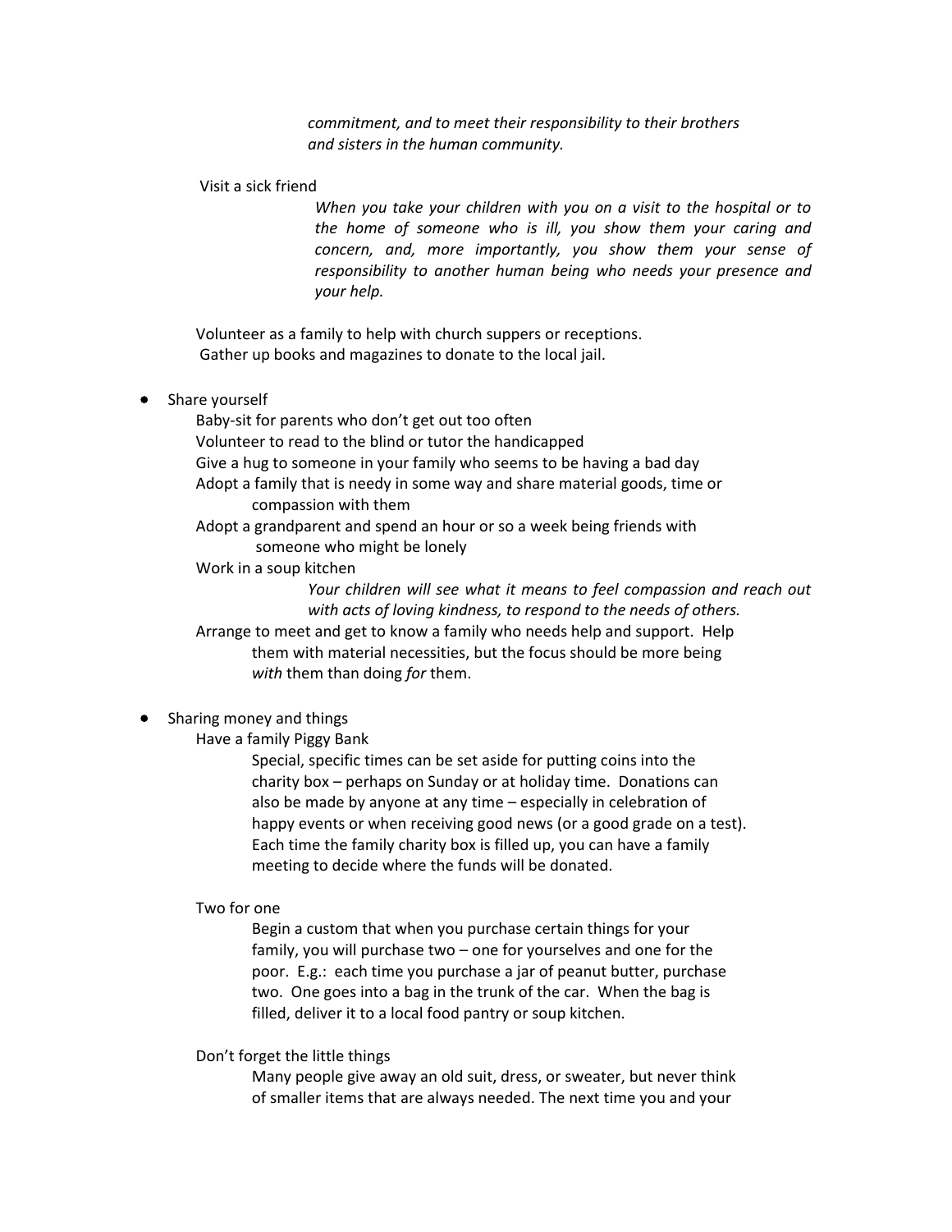*commitment, and to meet their responsibility to their brothers and sisters in the human community.*

Visit a sick friend

*When you take your children with you on a visit to the hospital or to the home of someone who is ill, you show them your caring and concern, and, more importantly, you show them your sense of responsibility to another human being who needs your presence and your help.*

Volunteer as a family to help with church suppers or receptions.
Gather up books and magazines to donate to the local jail.

- Share yourself

  Baby-sit for parents who don't get out too often
  Volunteer to read to the blind or tutor the handicapped
  Give a hug to someone in your family who seems to be having a bad day
  Adopt a family that is needy in some way and share material goods, time or compassion with them
  Adopt a grandparent and spend an hour or so a week being friends with someone who might be lonely
  Work in a soup kitchen

  *Your children will see what it means to feel compassion and reach out with acts of loving kindness, to respond to the needs of others.*

  Arrange to meet and get to know a family who needs help and support. Help them with material necessities, but the focus should be more being *with* them than doing *for* them.

- Sharing money and things

  Have a family Piggy Bank

  Special, specific times can be set aside for putting coins into the charity box – perhaps on Sunday or at holiday time. Donations can also be made by anyone at any time – especially in celebration of happy events or when receiving good news (or a good grade on a test). Each time the family charity box is filled up, you can have a family meeting to decide where the funds will be donated.

  Two for one

  Begin a custom that when you purchase certain things for your family, you will purchase two – one for yourselves and one for the poor. E.g.: each time you purchase a jar of peanut butter, purchase two. One goes into a bag in the trunk of the car. When the bag is filled, deliver it to a local food pantry or soup kitchen.

  Don't forget the little things

  Many people give away an old suit, dress, or sweater, but never think of smaller items that are always needed. The next time you and your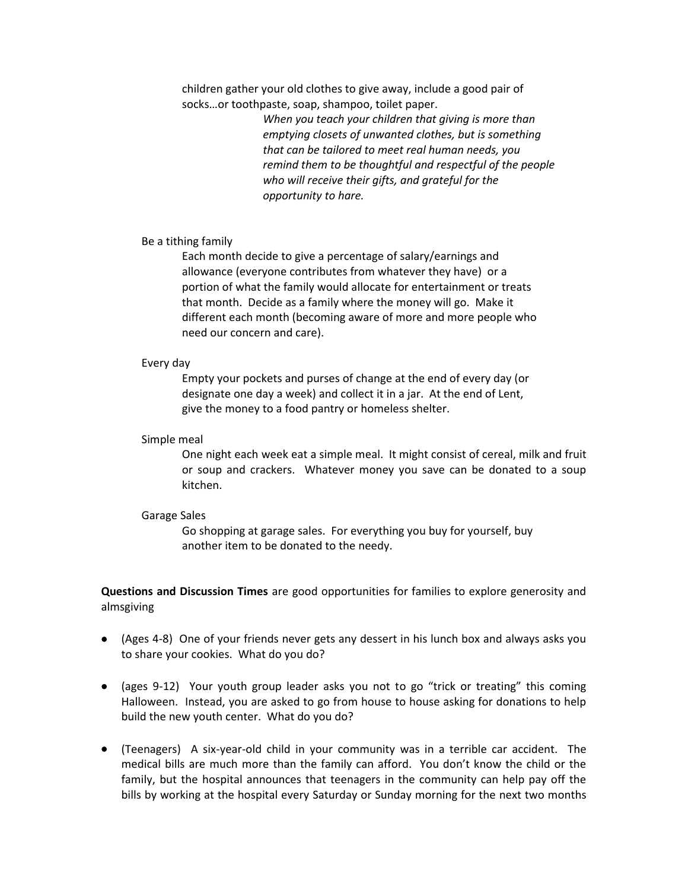children gather your old clothes to give away, include a good pair of socks…or toothpaste, soap, shampoo, toilet paper.

*When you teach your children that giving is more than emptying closets of unwanted clothes, but is something that can be tailored to meet real human needs, you remind them to be thoughtful and respectful of the people who will receive their gifts, and grateful for the opportunity to hare.*

Be a tithing family

Each month decide to give a percentage of salary/earnings and allowance (everyone contributes from whatever they have) or a portion of what the family would allocate for entertainment or treats that month. Decide as a family where the money will go. Make it different each month (becoming aware of more and more people who need our concern and care).

Every day

Empty your pockets and purses of change at the end of every day (or designate one day a week) and collect it in a jar. At the end of Lent, give the money to a food pantry or homeless shelter.

Simple meal

One night each week eat a simple meal. It might consist of cereal, milk and fruit or soup and crackers. Whatever money you save can be donated to a soup kitchen.

Garage Sales

Go shopping at garage sales. For everything you buy for yourself, buy another item to be donated to the needy.

**Questions and Discussion Times** are good opportunities for families to explore generosity and almsgiving

- (Ages 4-8) One of your friends never gets any dessert in his lunch box and always asks you to share your cookies. What do you do?
- (ages 9-12) Your youth group leader asks you not to go "trick or treating" this coming Halloween. Instead, you are asked to go from house to house asking for donations to help build the new youth center. What do you do?
- (Teenagers) A six-year-old child in your community was in a terrible car accident. The medical bills are much more than the family can afford. You don't know the child or the family, but the hospital announces that teenagers in the community can help pay off the bills by working at the hospital every Saturday or Sunday morning for the next two months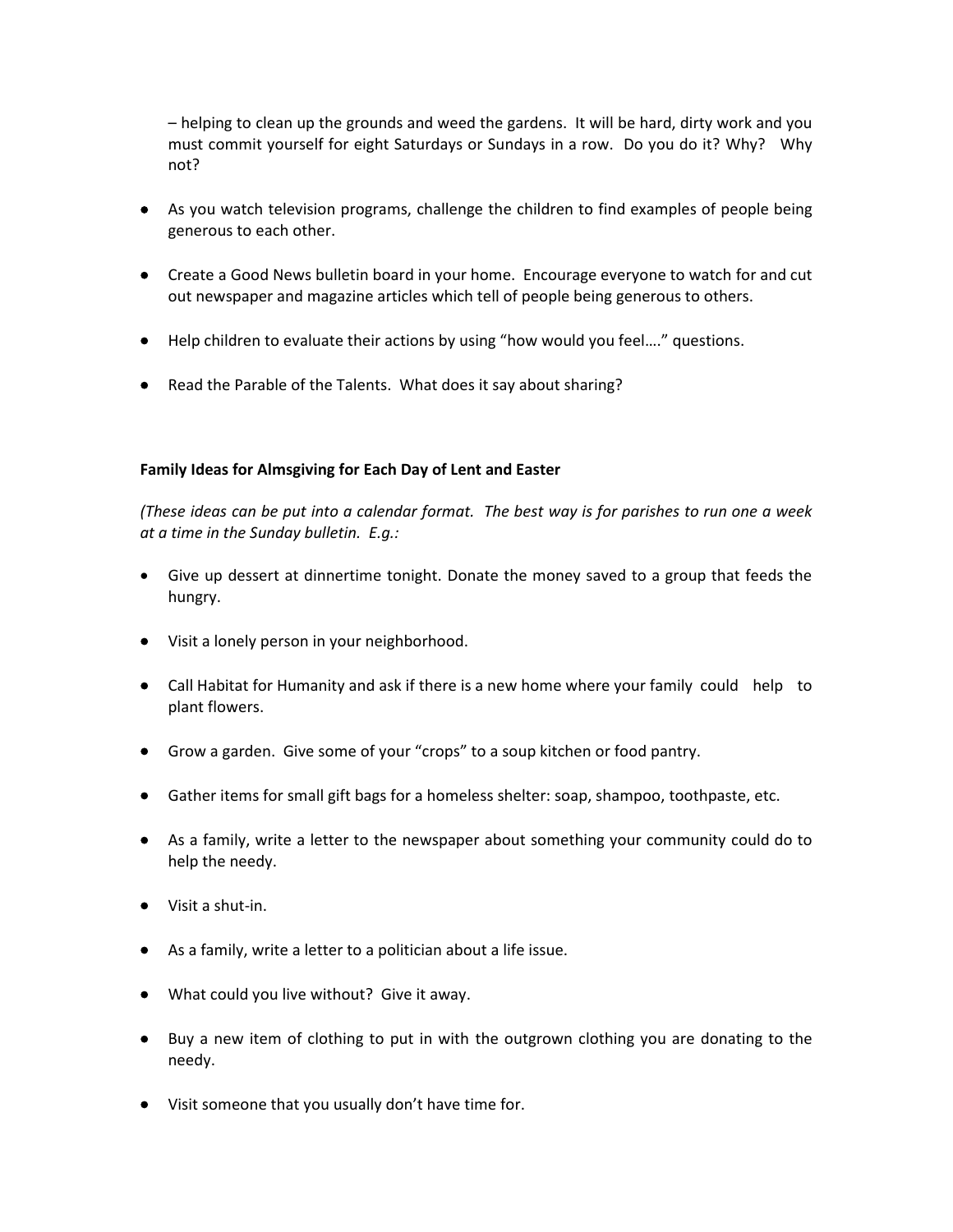– helping to clean up the grounds and weed the gardens. It will be hard, dirty work and you must commit yourself for eight Saturdays or Sundays in a row. Do you do it? Why? Why not?

- As you watch television programs, challenge the children to find examples of people being generous to each other.
- Create a Good News bulletin board in your home. Encourage everyone to watch for and cut out newspaper and magazine articles which tell of people being generous to others.
- Help children to evaluate their actions by using "how would you feel…." questions.
- Read the Parable of the Talents. What does it say about sharing?

**Family Ideas for Almsgiving for Each Day of Lent and Easter**

*(These ideas can be put into a calendar format. The best way is for parishes to run one a week at a time in the Sunday bulletin. E.g.:*

- Give up dessert at dinnertime tonight. Donate the money saved to a group that feeds the hungry.
- Visit a lonely person in your neighborhood.
- Call Habitat for Humanity and ask if there is a new home where your family could help to plant flowers.
- Grow a garden. Give some of your "crops" to a soup kitchen or food pantry.
- Gather items for small gift bags for a homeless shelter: soap, shampoo, toothpaste, etc.
- As a family, write a letter to the newspaper about something your community could do to help the needy.
- Visit a shut-in.
- As a family, write a letter to a politician about a life issue.
- What could you live without? Give it away.
- Buy a new item of clothing to put in with the outgrown clothing you are donating to the needy.
- Visit someone that you usually don't have time for.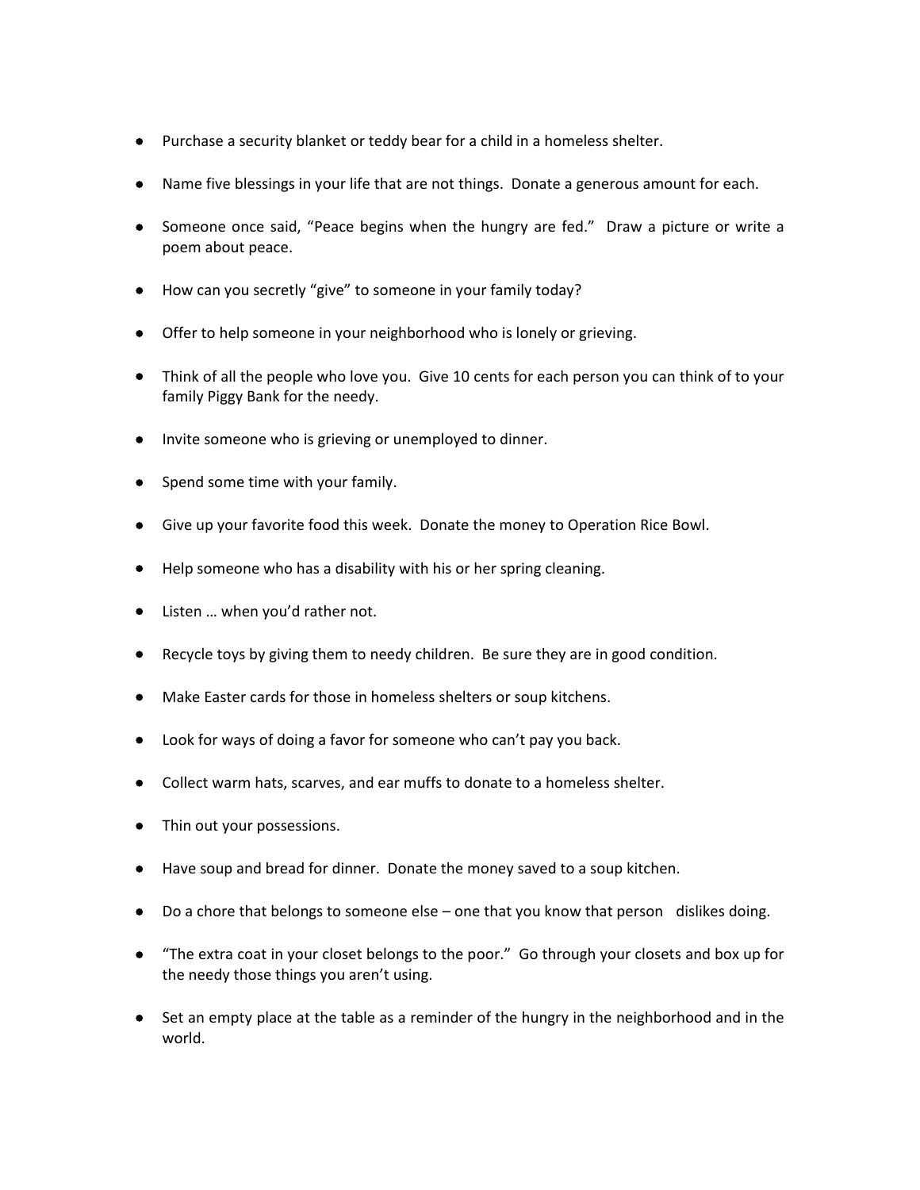- Purchase a security blanket or teddy bear for a child in a homeless shelter.
- Name five blessings in your life that are not things. Donate a generous amount for each.
- Someone once said, "Peace begins when the hungry are fed." Draw a picture or write a poem about peace.
- How can you secretly "give" to someone in your family today?
- Offer to help someone in your neighborhood who is lonely or grieving.
- Think of all the people who love you. Give 10 cents for each person you can think of to your family Piggy Bank for the needy.
- Invite someone who is grieving or unemployed to dinner.
- Spend some time with your family.
- Give up your favorite food this week. Donate the money to Operation Rice Bowl.
- Help someone who has a disability with his or her spring cleaning.
- Listen … when you'd rather not.
- Recycle toys by giving them to needy children. Be sure they are in good condition.
- Make Easter cards for those in homeless shelters or soup kitchens.
- Look for ways of doing a favor for someone who can't pay you back.
- Collect warm hats, scarves, and ear muffs to donate to a homeless shelter.
- Thin out your possessions.
- Have soup and bread for dinner. Donate the money saved to a soup kitchen.
- Do a chore that belongs to someone else – one that you know that person dislikes doing.
- "The extra coat in your closet belongs to the poor." Go through your closets and box up for the needy those things you aren't using.
- Set an empty place at the table as a reminder of the hungry in the neighborhood and in the world.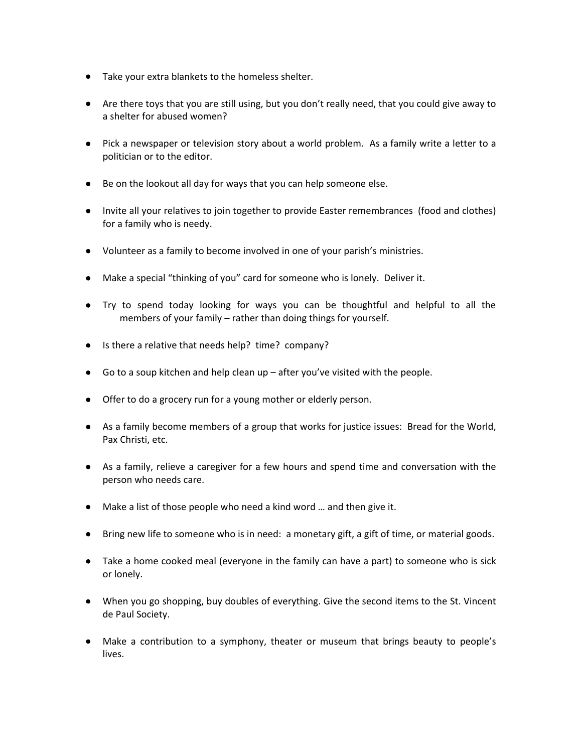- Take your extra blankets to the homeless shelter.
- Are there toys that you are still using, but you don't really need, that you could give away to a shelter for abused women?
- Pick a newspaper or television story about a world problem. As a family write a letter to a politician or to the editor.
- Be on the lookout all day for ways that you can help someone else.
- Invite all your relatives to join together to provide Easter remembrances (food and clothes) for a family who is needy.
- Volunteer as a family to become involved in one of your parish's ministries.
- Make a special "thinking of you" card for someone who is lonely. Deliver it.
- Try to spend today looking for ways you can be thoughtful and helpful to all the members of your family – rather than doing things for yourself.
- Is there a relative that needs help? time? company?
- Go to a soup kitchen and help clean up – after you've visited with the people.
- Offer to do a grocery run for a young mother or elderly person.
- As a family become members of a group that works for justice issues: Bread for the World, Pax Christi, etc.
- As a family, relieve a caregiver for a few hours and spend time and conversation with the person who needs care.
- Make a list of those people who need a kind word … and then give it.
- Bring new life to someone who is in need: a monetary gift, a gift of time, or material goods.
- Take a home cooked meal (everyone in the family can have a part) to someone who is sick or lonely.
- When you go shopping, buy doubles of everything. Give the second items to the St. Vincent de Paul Society.
- Make a contribution to a symphony, theater or museum that brings beauty to people's lives.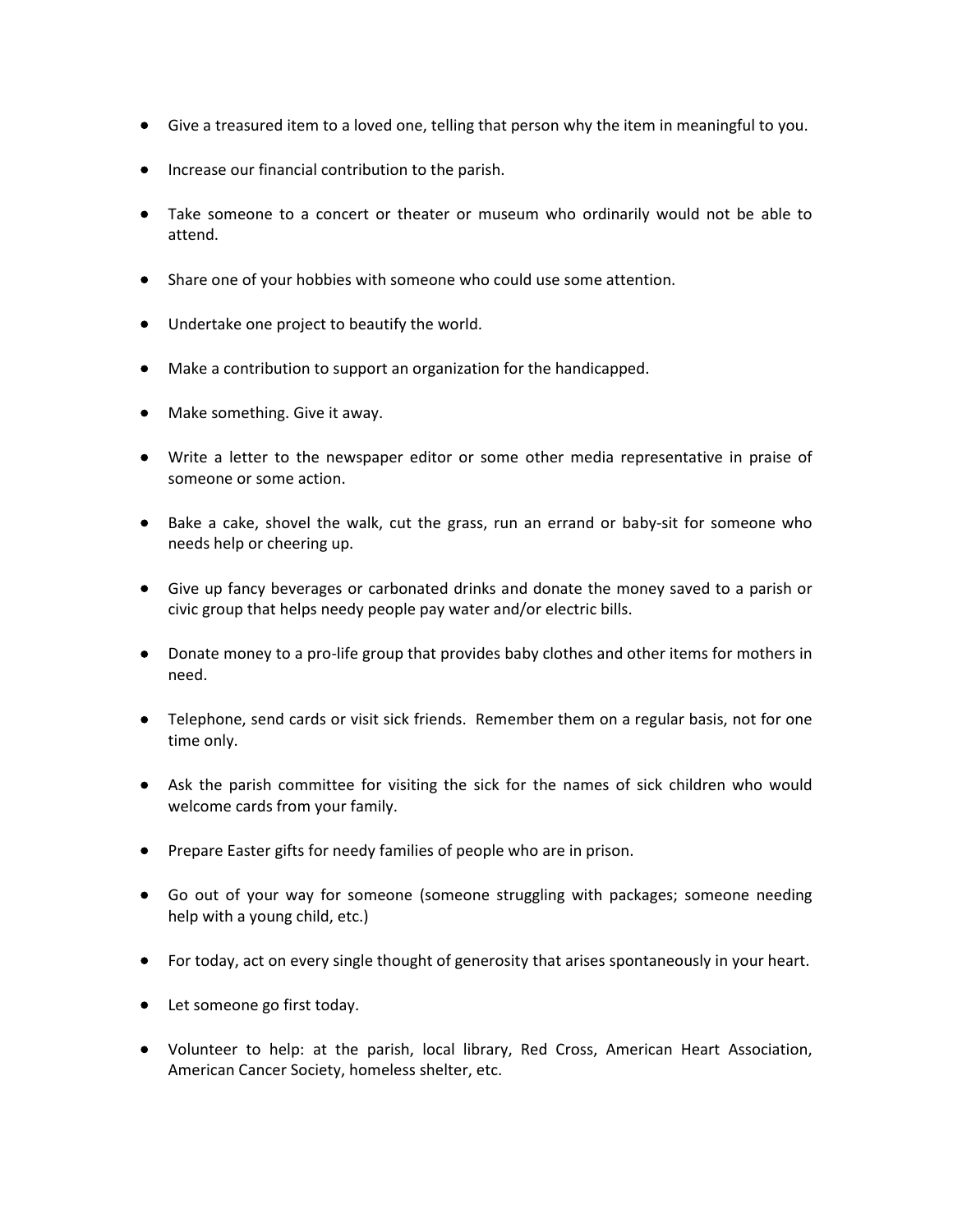- Give a treasured item to a loved one, telling that person why the item in meaningful to you.

- Increase our financial contribution to the parish.

- Take someone to a concert or theater or museum who ordinarily would not be able to attend.

- Share one of your hobbies with someone who could use some attention.

- Undertake one project to beautify the world.

- Make a contribution to support an organization for the handicapped.

- Make something. Give it away.

- Write a letter to the newspaper editor or some other media representative in praise of someone or some action.

- Bake a cake, shovel the walk, cut the grass, run an errand or baby-sit for someone who needs help or cheering up.

- Give up fancy beverages or carbonated drinks and donate the money saved to a parish or civic group that helps needy people pay water and/or electric bills.

- Donate money to a pro-life group that provides baby clothes and other items for mothers in need.

- Telephone, send cards or visit sick friends. Remember them on a regular basis, not for one time only.

- Ask the parish committee for visiting the sick for the names of sick children who would welcome cards from your family.

- Prepare Easter gifts for needy families of people who are in prison.

- Go out of your way for someone (someone struggling with packages; someone needing help with a young child, etc.)

- For today, act on every single thought of generosity that arises spontaneously in your heart.

- Let someone go first today.

- Volunteer to help: at the parish, local library, Red Cross, American Heart Association, American Cancer Society, homeless shelter, etc.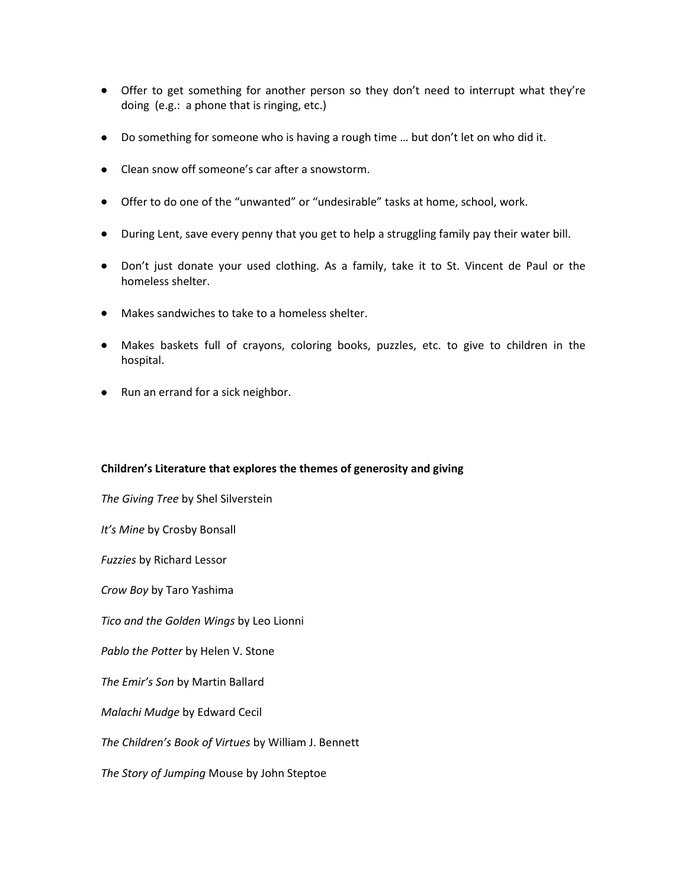- Offer to get something for another person so they don't need to interrupt what they're doing (e.g.: a phone that is ringing, etc.)
- Do something for someone who is having a rough time … but don't let on who did it.
- Clean snow off someone's car after a snowstorm.
- Offer to do one of the "unwanted" or "undesirable" tasks at home, school, work.
- During Lent, save every penny that you get to help a struggling family pay their water bill.
- Don't just donate your used clothing. As a family, take it to St. Vincent de Paul or the homeless shelter.
- Makes sandwiches to take to a homeless shelter.
- Makes baskets full of crayons, coloring books, puzzles, etc. to give to children in the hospital.
- Run an errand for a sick neighbor.

**Children's Literature that explores the themes of generosity and giving**

*The Giving Tree* by Shel Silverstein

*It's Mine* by Crosby Bonsall

*Fuzzies* by Richard Lessor

*Crow Boy* by Taro Yashima

*Tico and the Golden Wings* by Leo Lionni

*Pablo the Potter* by Helen V. Stone

*The Emir's Son* by Martin Ballard

*Malachi Mudge* by Edward Cecil

*The Children's Book of Virtues* by William J. Bennett

*The Story of Jumping* Mouse by John Steptoe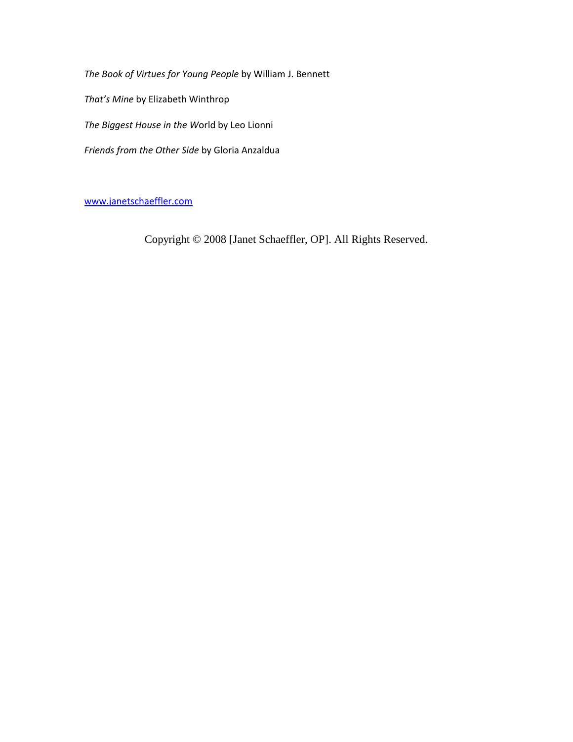*The Book of Virtues for Young People* by William J. Bennett

*That's Mine* by Elizabeth Winthrop

*The Biggest House in the W*orld by Leo Lionni

*Friends from the Other Side* by Gloria Anzaldua

www.janetschaeffler.com

Copyright © 2008 [Janet Schaeffler, OP]. All Rights Reserved.